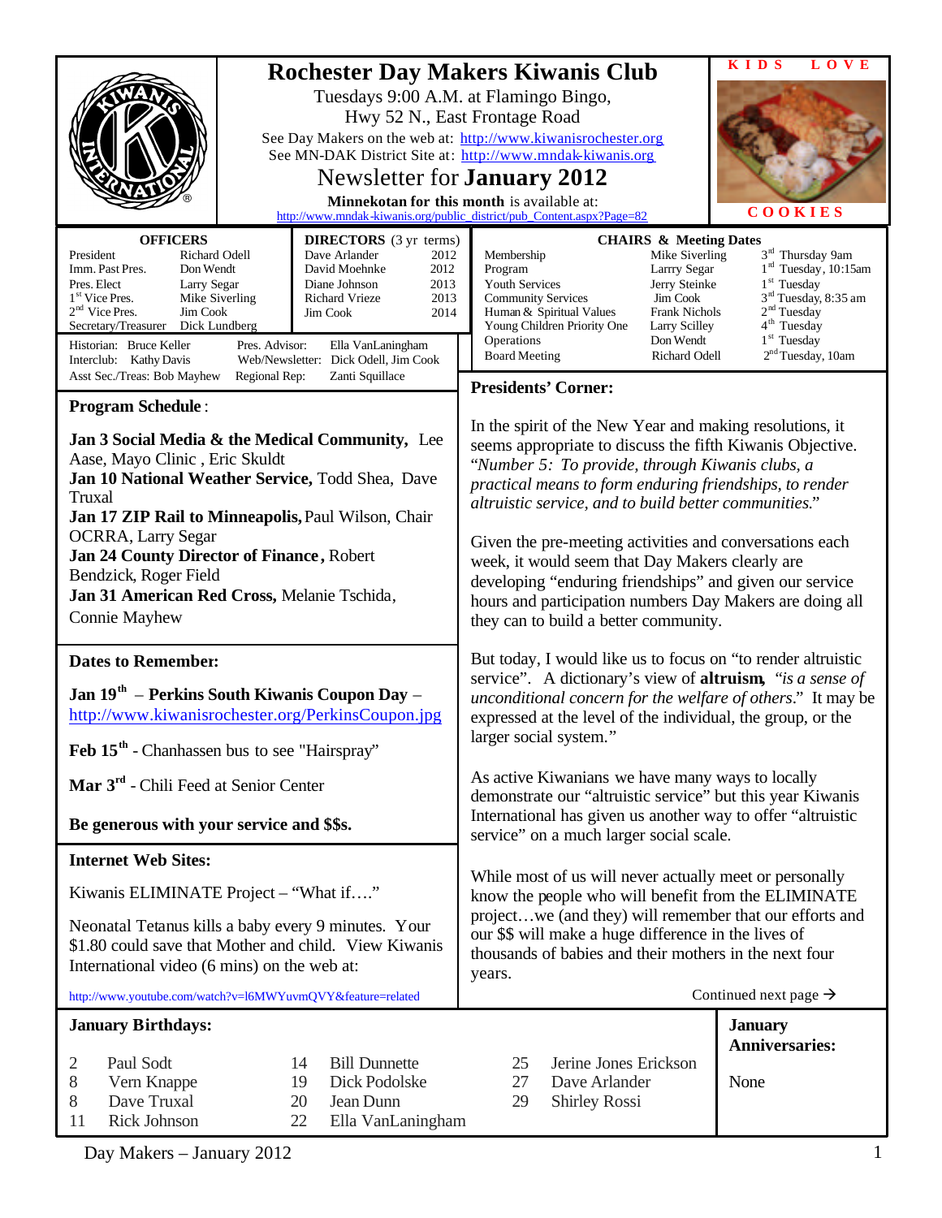# Rochester Day Makers Kiwanis Club

Tuesdays 9:00 A.M. at Flamingo Bingo,
Hwy 52 N., East Frontage Road

See Day Makers on the web at: http://www.kiwanisrochester.org
See MN-DAK District Site at: http://www.mndak-kiwanis.org

## Newsletter for **January 2012**

**Minnekotan for this month** is available at:
http://www.mndak-kiwanis.org/public_district/pub_Content.aspx?Page=82

KIDS LOVE COOKIES

| **OFFICERS** | |
|---|---|
| President | Richard Odell |
| Imm. Past Pres. | Don Wendt |
| Pres. Elect | Larry Segar |
| 1st Vice Pres. | Mike Siverling |
| 2nd Vice Pres. | Jim Cook |
| Secretary/Treasurer | Dick Lundberg |

| **DIRECTORS** (3 yr terms) | |
|---|---|
| Dave Arlander | 2012 |
| David Moehnke | 2012 |
| Diane Johnson | 2013 |
| Richard Vrieze | 2013 |
| Jim Cook | 2014 |

Historian: Bruce Keller — Pres. Advisor: Ella VanLaningham
Interclub: Kathy Davis — Web/Newsletter: Dick Odell, Jim Cook
Asst Sec./Treas: Bob Mayhew — Regional Rep: Zanti Squillace

| **CHAIRS & Meeting Dates** | | |
|---|---|---|
| Membership | Mike Siverling | 3rd Thursday 9am |
| Program | Larrry Segar | 1st Tuesday, 10:15am |
| Youth Services | Jerry Steinke | 1st Tuesday |
| Community Services | Jim Cook | 3rd Tuesday, 8:35 am |
| Human & Spiritual Values | Frank Nichols | 2nd Tuesday |
| Young Children Priority One | Larry Scilley | 4th Tuesday |
| Operations | Don Wendt | 1st Tuesday |
| Board Meeting | Richard Odell | 2nd Tuesday, 10am |

## Program Schedule:

**Jan 3 Social Media & the Medical Community,** Lee Aase, Mayo Clinic , Eric Skuldt
**Jan 10 National Weather Service,** Todd Shea, Dave Truxal
**Jan 17 ZIP Rail to Minneapolis,** Paul Wilson, Chair OCRRA, Larry Segar
**Jan 24 County Director of Finance,** Robert Bendzick, Roger Field
**Jan 31 American Red Cross,** Melanie Tschida, Connie Mayhew

## Dates to Remember:

**Jan 19th – Perkins South Kiwanis Coupon Day** – http://www.kiwanisrochester.org/PerkinsCoupon.jpg

**Feb 15th** - Chanhassen bus to see "Hairspray"

**Mar 3rd** - Chili Feed at Senior Center

**Be generous with your service and $$s.**

## Internet Web Sites:

Kiwanis ELIMINATE Project – "What if…."

Neonatal Tetanus kills a baby every 9 minutes. Your $1.80 could save that Mother and child. View Kiwanis International video (6 mins) on the web at:

http://www.youtube.com/watch?v=l6MWYuvmQVY&feature=related

## Presidents' Corner:

In the spirit of the New Year and making resolutions, it seems appropriate to discuss the fifth Kiwanis Objective. "*Number 5: To provide, through Kiwanis clubs, a practical means to form enduring friendships, to render altruistic service, and to build better communities.*"

Given the pre-meeting activities and conversations each week, it would seem that Day Makers clearly are developing "enduring friendships" and given our service hours and participation numbers Day Makers are doing all they can to build a better community.

But today, I would like us to focus on "to render altruistic service". A dictionary's view of **altruism**, "*is a sense of unconditional concern for the welfare of others.*" It may be expressed at the level of the individual, the group, or the larger social system."

As active Kiwanians we have many ways to locally demonstrate our "altruistic service" but this year Kiwanis International has given us another way to offer "altruistic service" on a much larger social scale.

While most of us will never actually meet or personally know the people who will benefit from the ELIMINATE project…we (and they) will remember that our efforts and our $$ will make a huge difference in the lives of thousands of babies and their mothers in the next four years.

Continued next page →

## January Birthdays:

| | | | | | |
|---|---|---|---|---|---|
| 2 | Paul Sodt | 14 | Bill Dunnette | 25 | Jerine Jones Erickson |
| 8 | Vern Knappe | 19 | Dick Podolske | 27 | Dave Arlander |
| 8 | Dave Truxal | 20 | Jean Dunn | 29 | Shirley Rossi |
| 11 | Rick Johnson | 22 | Ella VanLaningham | | |

## January Anniversaries:

None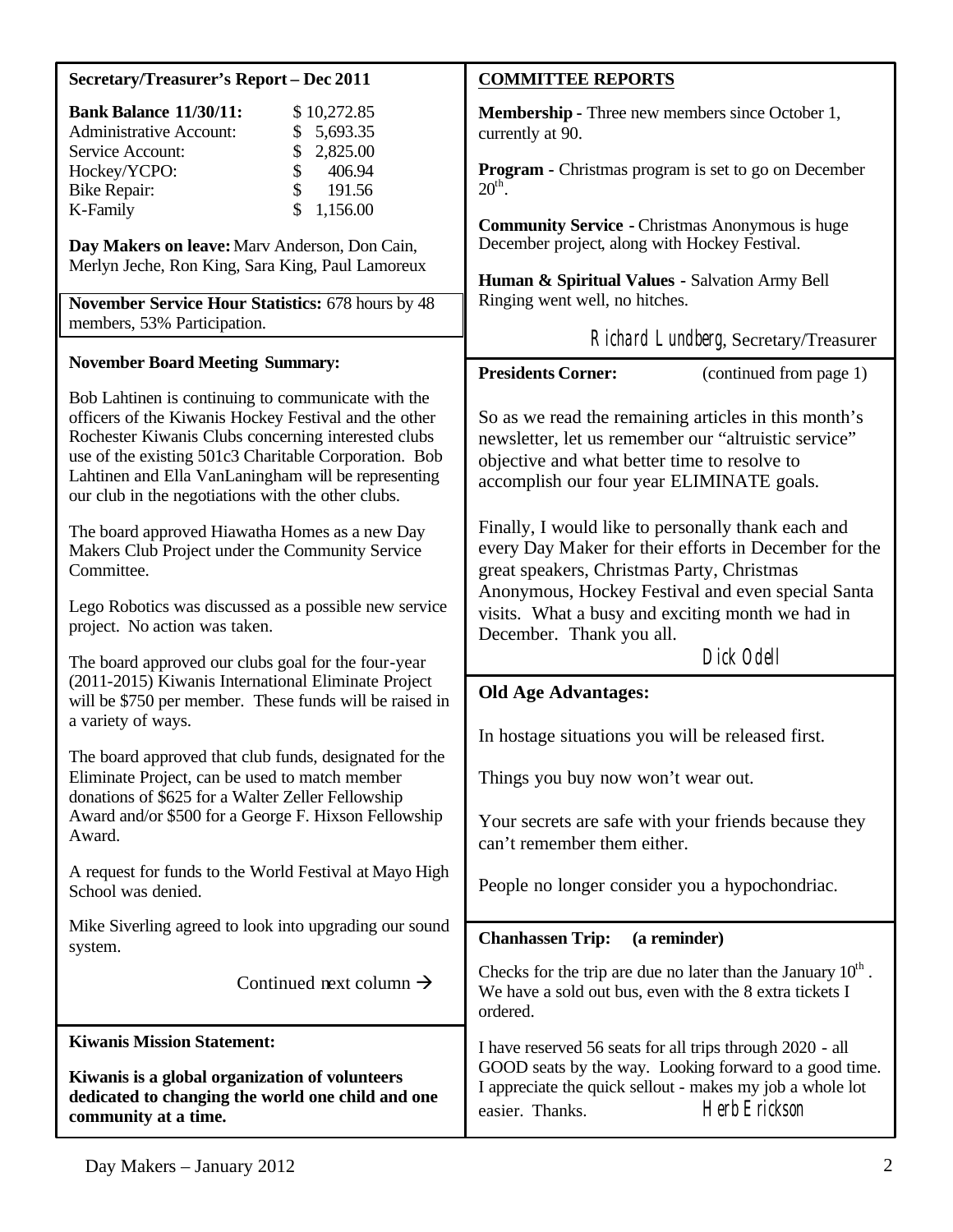## Secretary/Treasurer's Report – Dec 2011

| | |
|---|---|
| **Bank Balance 11/30/11:** | $ 10,272.85 |
| Administrative Account: | $ 5,693.35 |
| Service Account: | $ 2,825.00 |
| Hockey/YCPO: | $ 406.94 |
| Bike Repair: | $ 191.56 |
| K-Family | $ 1,156.00 |

**Day Makers on leave:** Marv Anderson, Don Cain, Merlyn Jeche, Ron King, Sara King, Paul Lamoreux

**November Service Hour Statistics:** 678 hours by 48 members, 53% Participation.

**November Board Meeting Summary:**

Bob Lahtinen is continuing to communicate with the officers of the Kiwanis Hockey Festival and the other Rochester Kiwanis Clubs concerning interested clubs use of the existing 501c3 Charitable Corporation. Bob Lahtinen and Ella VanLaningham will be representing our club in the negotiations with the other clubs.

The board approved Hiawatha Homes as a new Day Makers Club Project under the Community Service Committee.

Lego Robotics was discussed as a possible new service project. No action was taken.

The board approved our clubs goal for the four-year (2011-2015) Kiwanis International Eliminate Project will be $750 per member. These funds will be raised in a variety of ways.

The board approved that club funds, designated for the Eliminate Project, can be used to match member donations of $625 for a Walter Zeller Fellowship Award and/or $500 for a George F. Hixson Fellowship Award.

A request for funds to the World Festival at Mayo High School was denied.

Mike Siverling agreed to look into upgrading our sound system.

**COMMITTEE REPORTS**

**Membership** - Three new members since October 1, currently at 90.

**Program** - Christmas program is set to go on December 20th.

**Community Service** - Christmas Anonymous is huge December project, along with Hockey Festival.

**Human & Spiritual Values** - Salvation Army Bell Ringing went well, no hitches.

Richard Lundberg, Secretary/Treasurer

**Kiwanis Mission Statement:**

**Kiwanis is a global organization of volunteers dedicated to changing the world one child and one community at a time.**

**Presidents Corner:** (continued from page 1)

So as we read the remaining articles in this month's newsletter, let us remember our "altruistic service" objective and what better time to resolve to accomplish our four year ELIMINATE goals.

Finally, I would like to personally thank each and every Day Maker for their efforts in December for the great speakers, Christmas Party, Christmas Anonymous, Hockey Festival and even special Santa visits. What a busy and exciting month we had in December. Thank you all.

Dick Odell

**Old Age Advantages:**

In hostage situations you will be released first.

Things you buy now won't wear out.

Your secrets are safe with your friends because they can't remember them either.

People no longer consider you a hypochondriac.

**Chanhassen Trip: (a reminder)**

Checks for the trip are due no later than the January 10th. We have a sold out bus, even with the 8 extra tickets I ordered.

I have reserved 56 seats for all trips through 2020 - all GOOD seats by the way. Looking forward to a good time. I appreciate the quick sellout - makes my job a whole lot easier. Thanks. Herb Erickson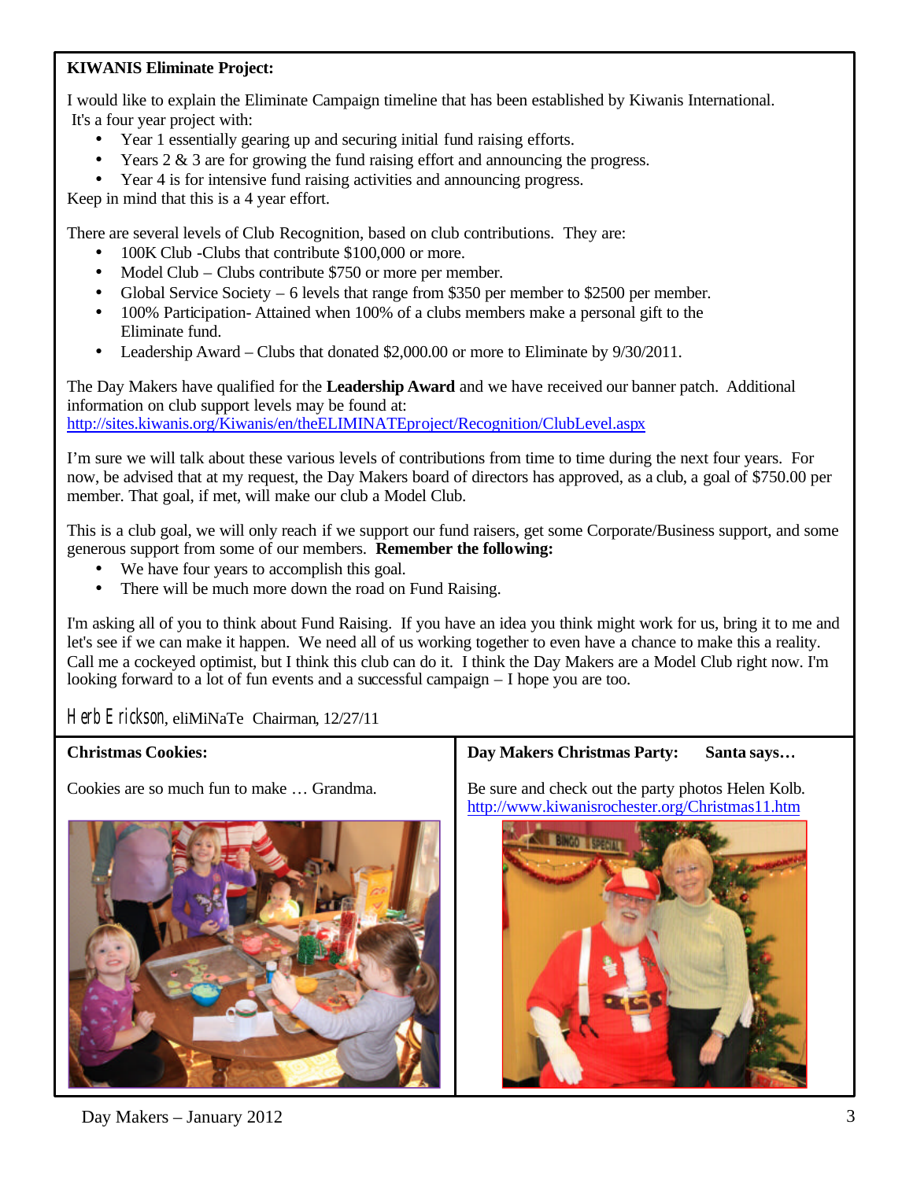**KIWANIS Eliminate Project:**

I would like to explain the Eliminate Campaign timeline that has been established by Kiwanis International. It's a four year project with:

- Year 1 essentially gearing up and securing initial fund raising efforts.
- Years 2 & 3 are for growing the fund raising effort and announcing the progress.
- Year 4 is for intensive fund raising activities and announcing progress.

Keep in mind that this is a 4 year effort.

There are several levels of Club Recognition, based on club contributions. They are:

- 100K Club -Clubs that contribute $100,000 or more.
- Model Club – Clubs contribute $750 or more per member.
- Global Service Society – 6 levels that range from $350 per member to $2500 per member.
- 100% Participation- Attained when 100% of a clubs members make a personal gift to the Eliminate fund.
- Leadership Award – Clubs that donated $2,000.00 or more to Eliminate by 9/30/2011.

The Day Makers have qualified for the **Leadership Award** and we have received our banner patch. Additional information on club support levels may be found at:
http://sites.kiwanis.org/Kiwanis/en/theELIMINATEproject/Recognition/ClubLevel.aspx

I'm sure we will talk about these various levels of contributions from time to time during the next four years. For now, be advised that at my request, the Day Makers board of directors has approved, as a club, a goal of $750.00 per member. That goal, if met, will make our club a Model Club.

This is a club goal, we will only reach if we support our fund raisers, get some Corporate/Business support, and some generous support from some of our members. **Remember the following:**

- We have four years to accomplish this goal.
- There will be much more down the road on Fund Raising.

I'm asking all of you to think about Fund Raising. If you have an idea you think might work for us, bring it to me and let's see if we can make it happen. We need all of us working together to even have a chance to make this a reality. Call me a cockeyed optimist, but I think this club can do it. I think the Day Makers are a Model Club right now. I'm looking forward to a lot of fun events and a successful campaign – I hope you are too.

Herb Erickson, eliMiNaTe Chairman, 12/27/11

**Christmas Cookies:**

Cookies are so much fun to make … Grandma.

**Day Makers Christmas Party: Santa says…**

Be sure and check out the party photos Helen Kolb.
http://www.kiwanisrochester.org/Christmas11.htm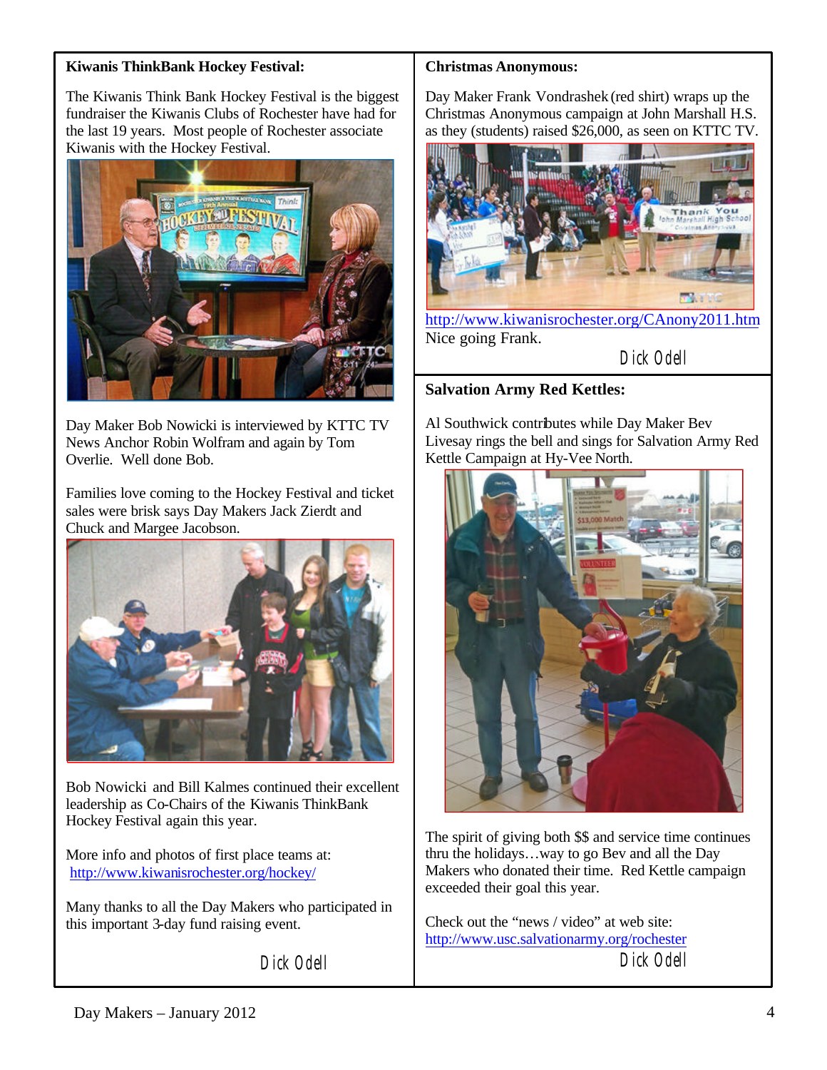**Kiwanis ThinkBank Hockey Festival:**

The Kiwanis Think Bank Hockey Festival is the biggest fundraiser the Kiwanis Clubs of Rochester have had for the last 19 years. Most people of Rochester associate Kiwanis with the Hockey Festival.

Day Maker Bob Nowicki is interviewed by KTTC TV News Anchor Robin Wolfram and again by Tom Overlie. Well done Bob.

Families love coming to the Hockey Festival and ticket sales were brisk says Day Makers Jack Zierdt and Chuck and Margee Jacobson.

Bob Nowicki and Bill Kalmes continued their excellent leadership as Co-Chairs of the Kiwanis ThinkBank Hockey Festival again this year.

More info and photos of first place teams at: http://www.kiwanisrochester.org/hockey/

Many thanks to all the Day Makers who participated in this important 3-day fund raising event.

Dick Odell

**Christmas Anonymous:**

Day Maker Frank Vondrashek (red shirt) wraps up the Christmas Anonymous campaign at John Marshall H.S. as they (students) raised $26,000, as seen on KTTC TV.

http://www.kiwanisrochester.org/CAnony2011.htm

Nice going Frank.

Dick Odell

**Salvation Army Red Kettles:**

Al Southwick contributes while Day Maker Bev Livesay rings the bell and sings for Salvation Army Red Kettle Campaign at Hy-Vee North.

The spirit of giving both $$ and service time continues thru the holidays…way to go Bev and all the Day Makers who donated their time. Red Kettle campaign exceeded their goal this year.

Check out the "news / video" at web site: http://www.usc.salvationarmy.org/rochester

Dick Odell